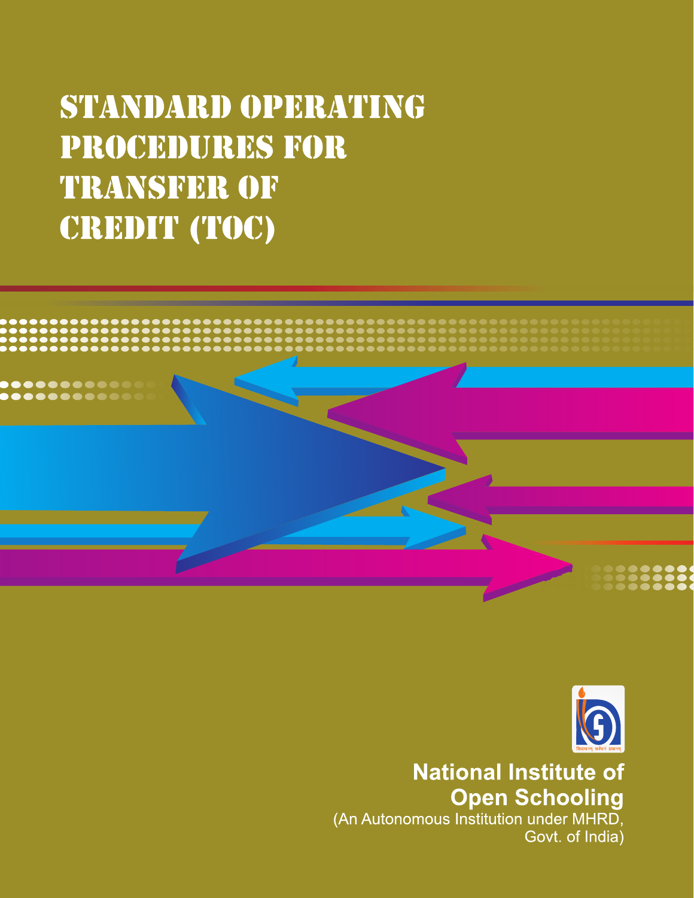# STANDARD OPERATING PROCEDURES FOR TRANSFER OF CREDIT (TOC)

**National Institute of Open Schooling**

(An Autonomous Institution under MHRD, Govt. of India)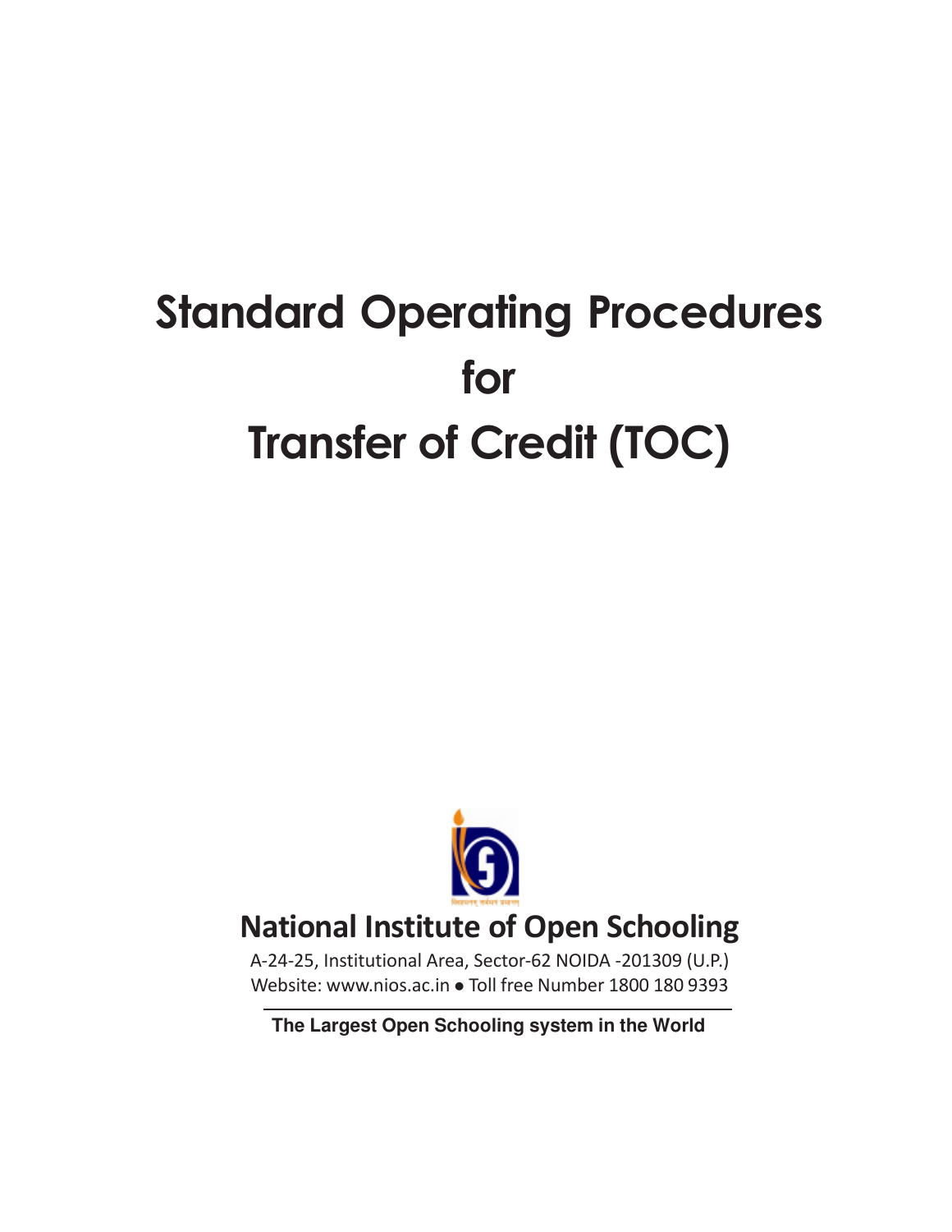# Standard Operating Procedures for Transfer of Credit (TOC)

## National Institute of Open Schooling

A-24-25, Institutional Area, Sector-62 NOIDA -201309 (U.P.)
Website: www.nios.ac.in ● Toll free Number 1800 180 9393

**The Largest Open Schooling system in the World**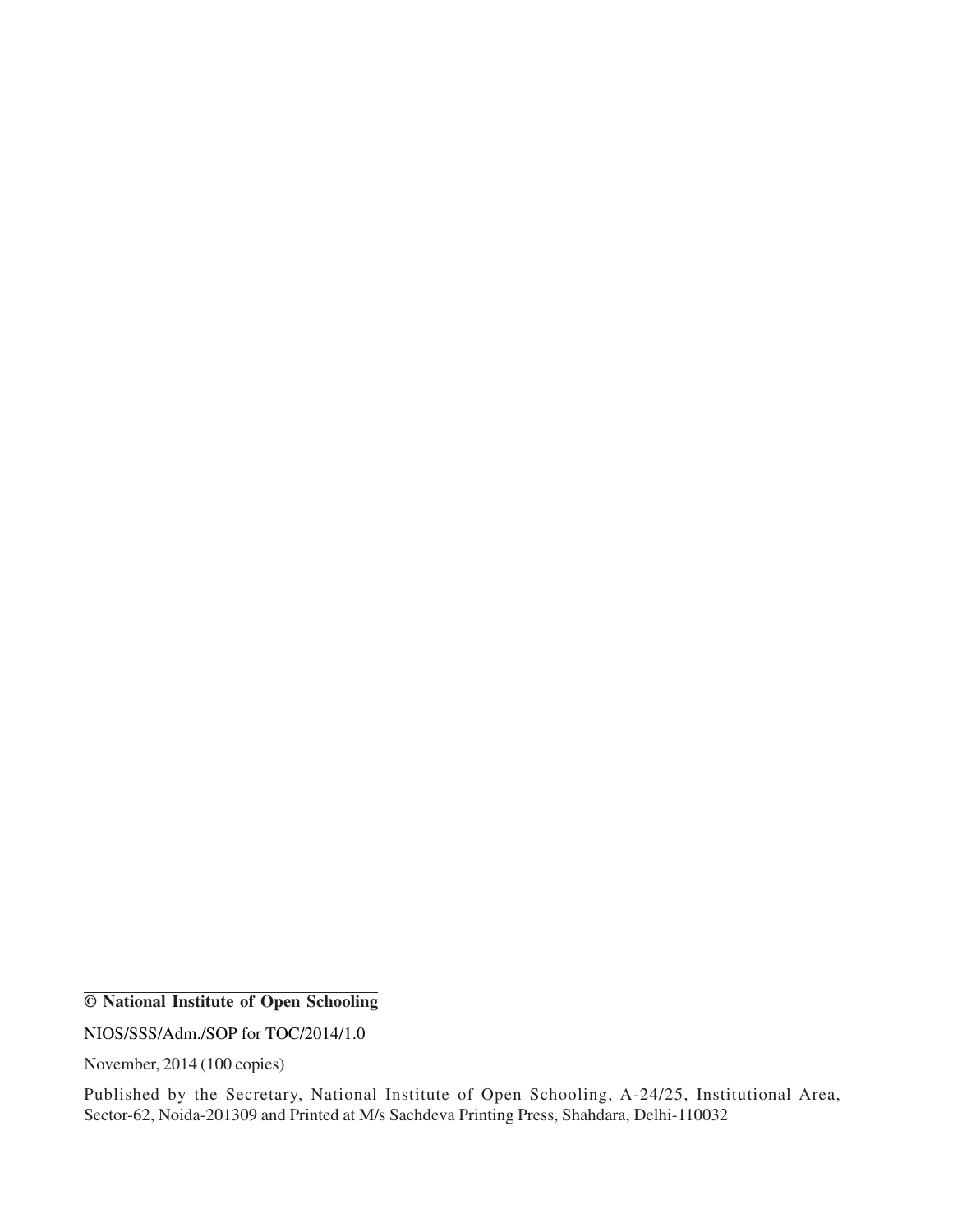**© National Institute of Open Schooling**

NIOS/SSS/Adm./SOP for TOC/2014/1.0

November, 2014 (100 copies)

Published by the Secretary, National Institute of Open Schooling, A-24/25, Institutional Area, Sector-62, Noida-201309 and Printed at M/s Sachdeva Printing Press, Shahdara, Delhi-110032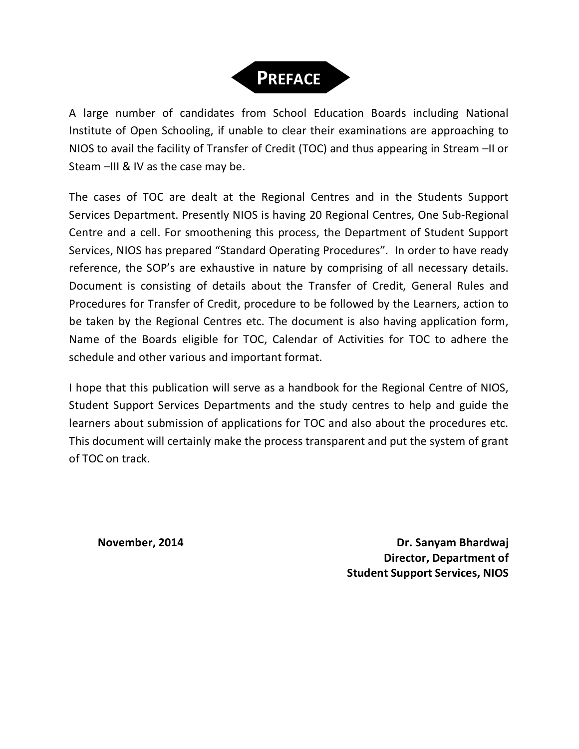# PREFACE

A large number of candidates from School Education Boards including National Institute of Open Schooling, if unable to clear their examinations are approaching to NIOS to avail the facility of Transfer of Credit (TOC) and thus appearing in Stream –II or Steam –III & IV as the case may be.

The cases of TOC are dealt at the Regional Centres and in the Students Support Services Department. Presently NIOS is having 20 Regional Centres, One Sub-Regional Centre and a cell. For smoothening this process, the Department of Student Support Services, NIOS has prepared "Standard Operating Procedures". In order to have ready reference, the SOP's are exhaustive in nature by comprising of all necessary details. Document is consisting of details about the Transfer of Credit, General Rules and Procedures for Transfer of Credit, procedure to be followed by the Learners, action to be taken by the Regional Centres etc. The document is also having application form, Name of the Boards eligible for TOC, Calendar of Activities for TOC to adhere the schedule and other various and important format.

I hope that this publication will serve as a handbook for the Regional Centre of NIOS, Student Support Services Departments and the study centres to help and guide the learners about submission of applications for TOC and also about the procedures etc. This document will certainly make the process transparent and put the system of grant of TOC on track.

**November, 2014**

**Dr. Sanyam Bhardwaj**
**Director, Department of**
**Student Support Services, NIOS**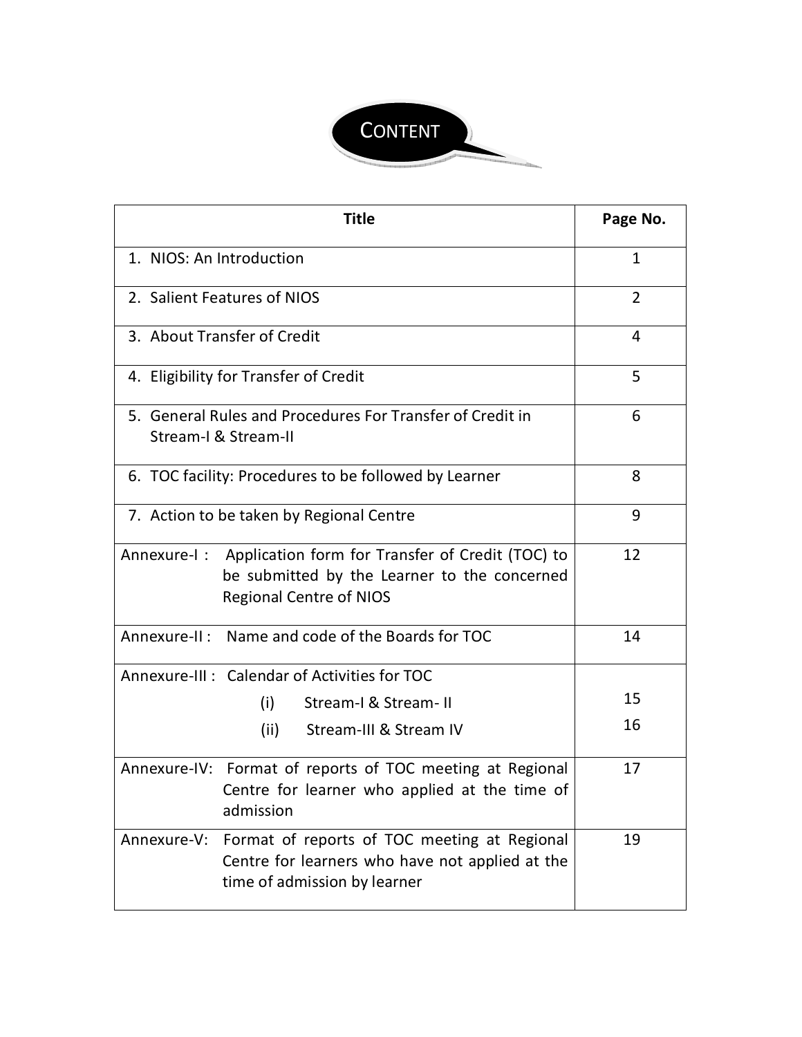# CONTENT

| Title | Page No. |
|---|---|
| 1. NIOS: An Introduction | 1 |
| 2. Salient Features of NIOS | 2 |
| 3. About Transfer of Credit | 4 |
| 4. Eligibility for Transfer of Credit | 5 |
| 5. General Rules and Procedures For Transfer of Credit in Stream-I & Stream-II | 6 |
| 6. TOC facility: Procedures to be followed by Learner | 8 |
| 7. Action to be taken by Regional Centre | 9 |
| Annexure-I : Application form for Transfer of Credit (TOC) to be submitted by the Learner to the concerned Regional Centre of NIOS | 12 |
| Annexure-II : Name and code of the Boards for TOC | 14 |
| Annexure-III : Calendar of Activities for TOC<br>(i) Stream-I & Stream- II<br>(ii) Stream-III & Stream IV | <br>15<br>16 |
| Annexure-IV: Format of reports of TOC meeting at Regional Centre for learner who applied at the time of admission | 17 |
| Annexure-V: Format of reports of TOC meeting at Regional Centre for learners who have not applied at the time of admission by learner | 19 |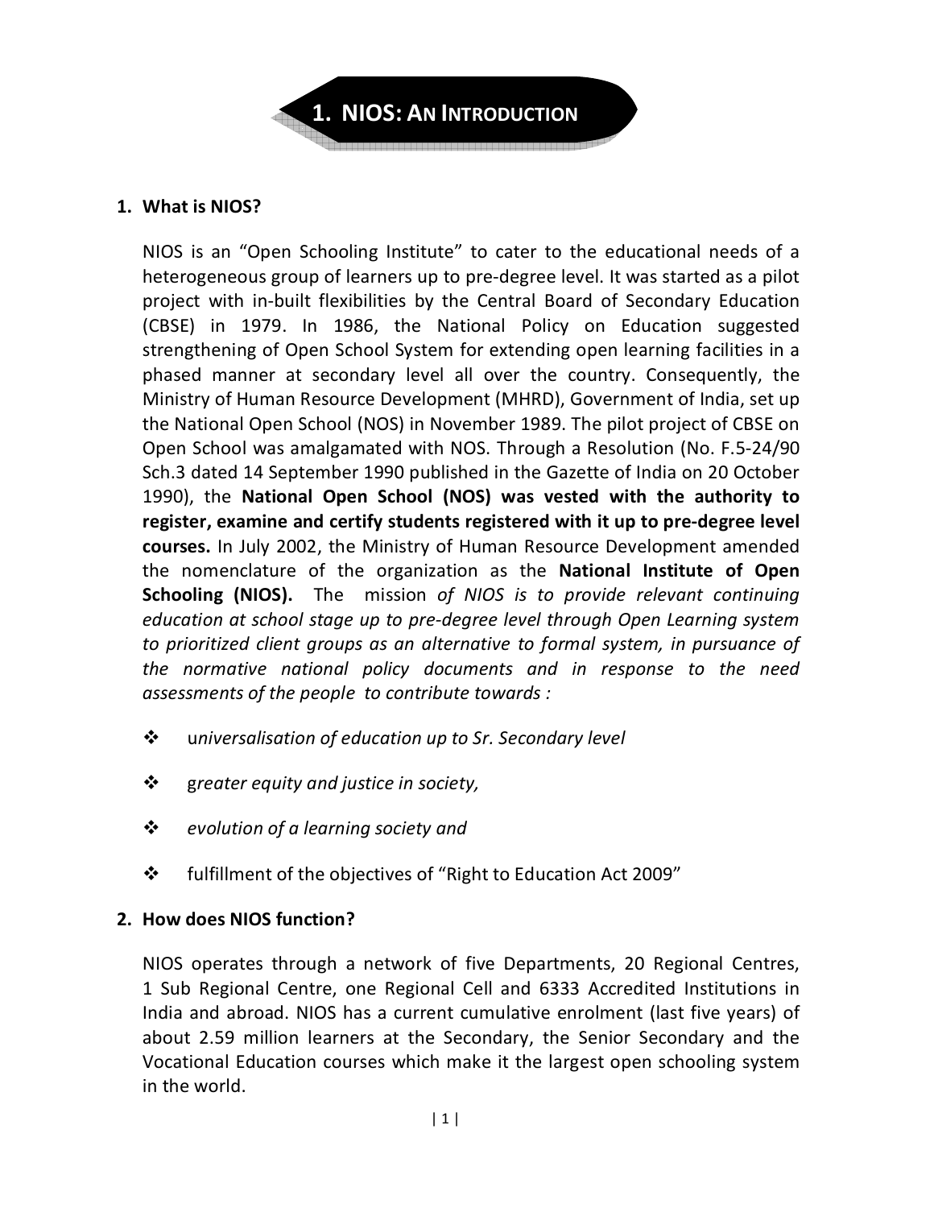# 1. NIOS: AN INTRODUCTION

## 1. What is NIOS?

NIOS is an "Open Schooling Institute" to cater to the educational needs of a heterogeneous group of learners up to pre-degree level. It was started as a pilot project with in-built flexibilities by the Central Board of Secondary Education (CBSE) in 1979. In 1986, the National Policy on Education suggested strengthening of Open School System for extending open learning facilities in a phased manner at secondary level all over the country. Consequently, the Ministry of Human Resource Development (MHRD), Government of India, set up the National Open School (NOS) in November 1989. The pilot project of CBSE on Open School was amalgamated with NOS. Through a Resolution (No. F.5-24/90 Sch.3 dated 14 September 1990 published in the Gazette of India on 20 October 1990), the **National Open School (NOS) was vested with the authority to register, examine and certify students registered with it up to pre-degree level courses.** In July 2002, the Ministry of Human Resource Development amended the nomenclature of the organization as the **National Institute of Open Schooling (NIOS).** The mission *of NIOS is to provide relevant continuing education at school stage up to pre-degree level through Open Learning system to prioritized client groups as an alternative to formal system, in pursuance of the normative national policy documents and in response to the need assessments of the people to contribute towards :*

- *universalisation of education up to Sr. Secondary level*
- *greater equity and justice in society,*
- *evolution of a learning society and*
- fulfillment of the objectives of "Right to Education Act 2009"

## 2. How does NIOS function?

NIOS operates through a network of five Departments, 20 Regional Centres, 1 Sub Regional Centre, one Regional Cell and 6333 Accredited Institutions in India and abroad. NIOS has a current cumulative enrolment (last five years) of about 2.59 million learners at the Secondary, the Senior Secondary and the Vocational Education courses which make it the largest open schooling system in the world.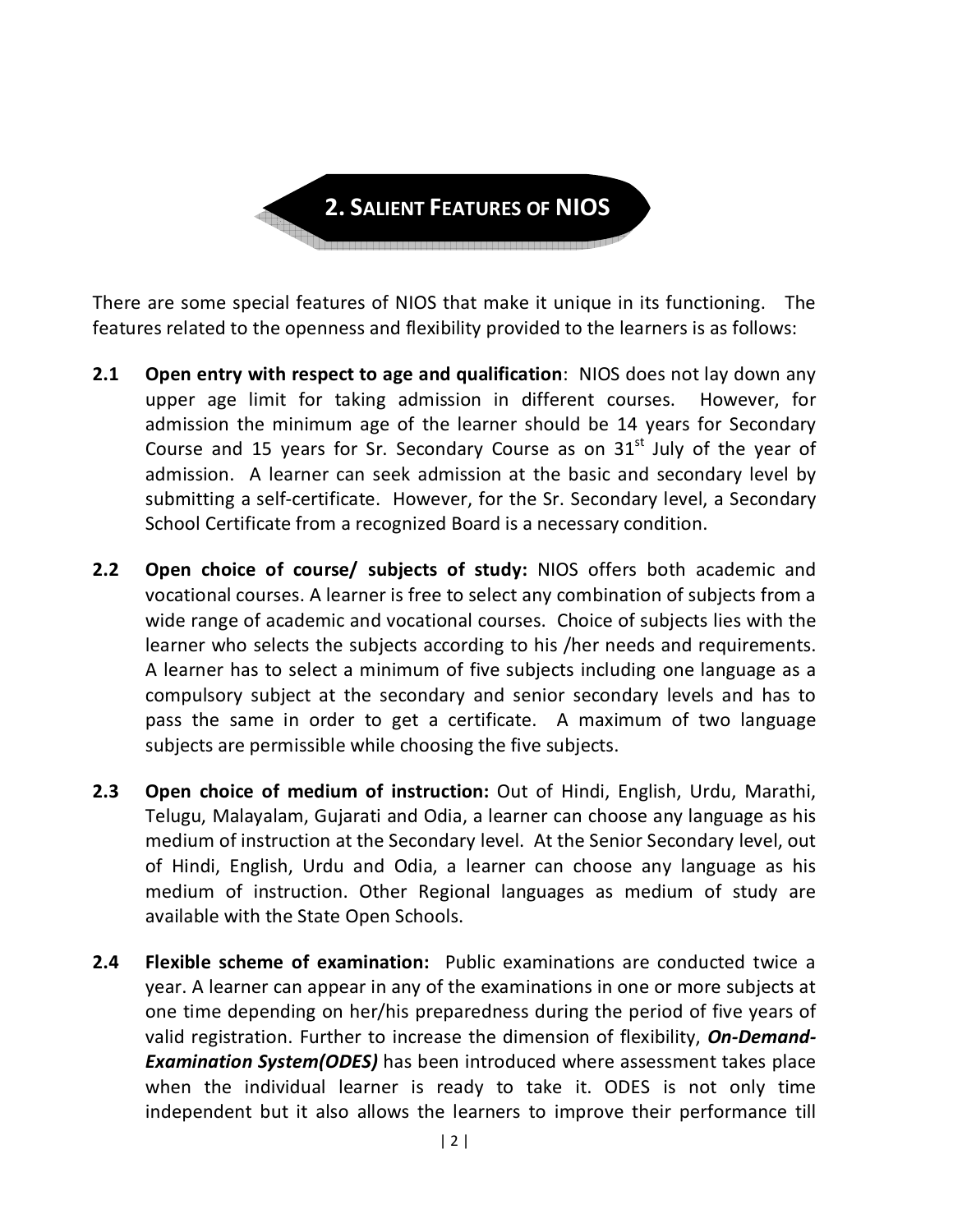## 2. SALIENT FEATURES OF NIOS

There are some special features of NIOS that make it unique in its functioning. The features related to the openness and flexibility provided to the learners is as follows:

**2.1 Open entry with respect to age and qualification**: NIOS does not lay down any upper age limit for taking admission in different courses. However, for admission the minimum age of the learner should be 14 years for Secondary Course and 15 years for Sr. Secondary Course as on 31st July of the year of admission. A learner can seek admission at the basic and secondary level by submitting a self-certificate. However, for the Sr. Secondary level, a Secondary School Certificate from a recognized Board is a necessary condition.

**2.2 Open choice of course/ subjects of study:** NIOS offers both academic and vocational courses. A learner is free to select any combination of subjects from a wide range of academic and vocational courses. Choice of subjects lies with the learner who selects the subjects according to his /her needs and requirements. A learner has to select a minimum of five subjects including one language as a compulsory subject at the secondary and senior secondary levels and has to pass the same in order to get a certificate. A maximum of two language subjects are permissible while choosing the five subjects.

**2.3 Open choice of medium of instruction:** Out of Hindi, English, Urdu, Marathi, Telugu, Malayalam, Gujarati and Odia, a learner can choose any language as his medium of instruction at the Secondary level. At the Senior Secondary level, out of Hindi, English, Urdu and Odia, a learner can choose any language as his medium of instruction. Other Regional languages as medium of study are available with the State Open Schools.

**2.4 Flexible scheme of examination:** Public examinations are conducted twice a year. A learner can appear in any of the examinations in one or more subjects at one time depending on her/his preparedness during the period of five years of valid registration. Further to increase the dimension of flexibility, ***On-Demand-Examination System(ODES)*** has been introduced where assessment takes place when the individual learner is ready to take it. ODES is not only time independent but it also allows the learners to improve their performance till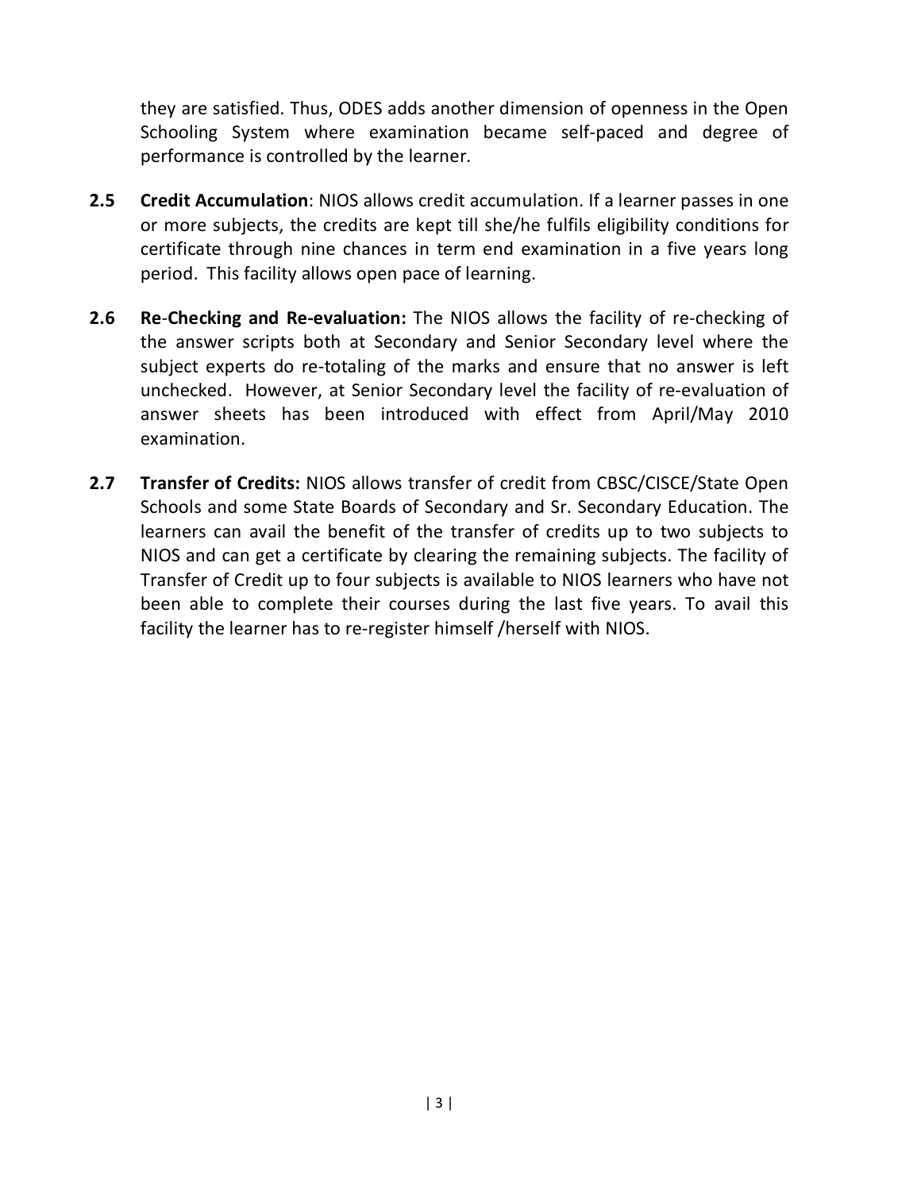they are satisfied. Thus, ODES adds another dimension of openness in the Open Schooling System where examination became self-paced and degree of performance is controlled by the learner.

**2.5 Credit Accumulation**: NIOS allows credit accumulation. If a learner passes in one or more subjects, the credits are kept till she/he fulfils eligibility conditions for certificate through nine chances in term end examination in a five years long period. This facility allows open pace of learning.

**2.6 Re-Checking and Re-evaluation:** The NIOS allows the facility of re-checking of the answer scripts both at Secondary and Senior Secondary level where the subject experts do re-totaling of the marks and ensure that no answer is left unchecked. However, at Senior Secondary level the facility of re-evaluation of answer sheets has been introduced with effect from April/May 2010 examination.

**2.7 Transfer of Credits:** NIOS allows transfer of credit from CBSC/CISCE/State Open Schools and some State Boards of Secondary and Sr. Secondary Education. The learners can avail the benefit of the transfer of credits up to two subjects to NIOS and can get a certificate by clearing the remaining subjects. The facility of Transfer of Credit up to four subjects is available to NIOS learners who have not been able to complete their courses during the last five years. To avail this facility the learner has to re-register himself /herself with NIOS.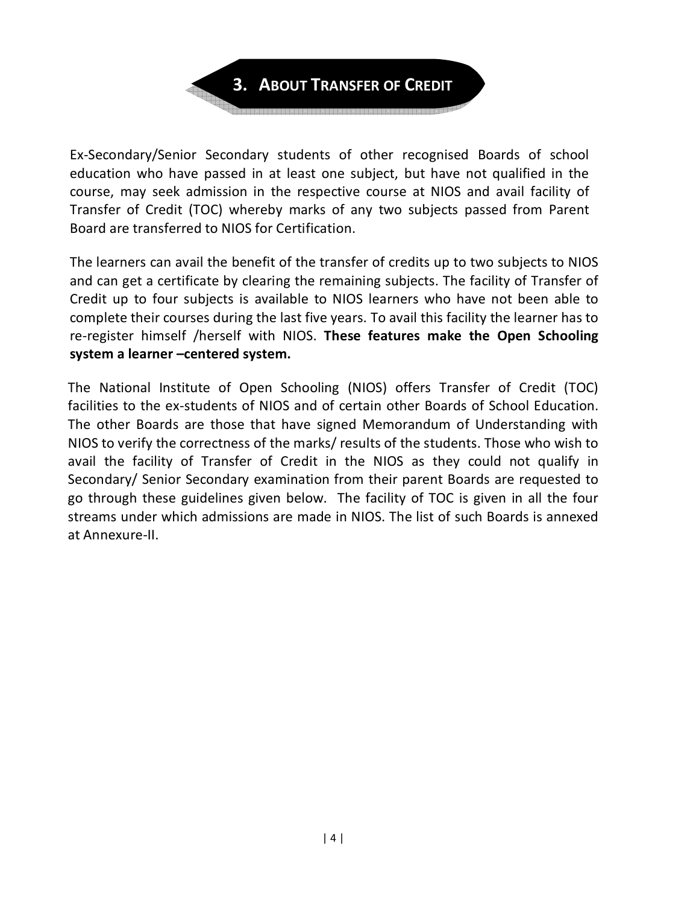# 3. About Transfer of Credit

Ex-Secondary/Senior Secondary students of other recognised Boards of school education who have passed in at least one subject, but have not qualified in the course, may seek admission in the respective course at NIOS and avail facility of Transfer of Credit (TOC) whereby marks of any two subjects passed from Parent Board are transferred to NIOS for Certification.

The learners can avail the benefit of the transfer of credits up to two subjects to NIOS and can get a certificate by clearing the remaining subjects. The facility of Transfer of Credit up to four subjects is available to NIOS learners who have not been able to complete their courses during the last five years. To avail this facility the learner has to re-register himself /herself with NIOS. **These features make the Open Schooling system a learner –centered system.**

The National Institute of Open Schooling (NIOS) offers Transfer of Credit (TOC) facilities to the ex-students of NIOS and of certain other Boards of School Education. The other Boards are those that have signed Memorandum of Understanding with NIOS to verify the correctness of the marks/ results of the students. Those who wish to avail the facility of Transfer of Credit in the NIOS as they could not qualify in Secondary/ Senior Secondary examination from their parent Boards are requested to go through these guidelines given below. The facility of TOC is given in all the four streams under which admissions are made in NIOS. The list of such Boards is annexed at Annexure-II.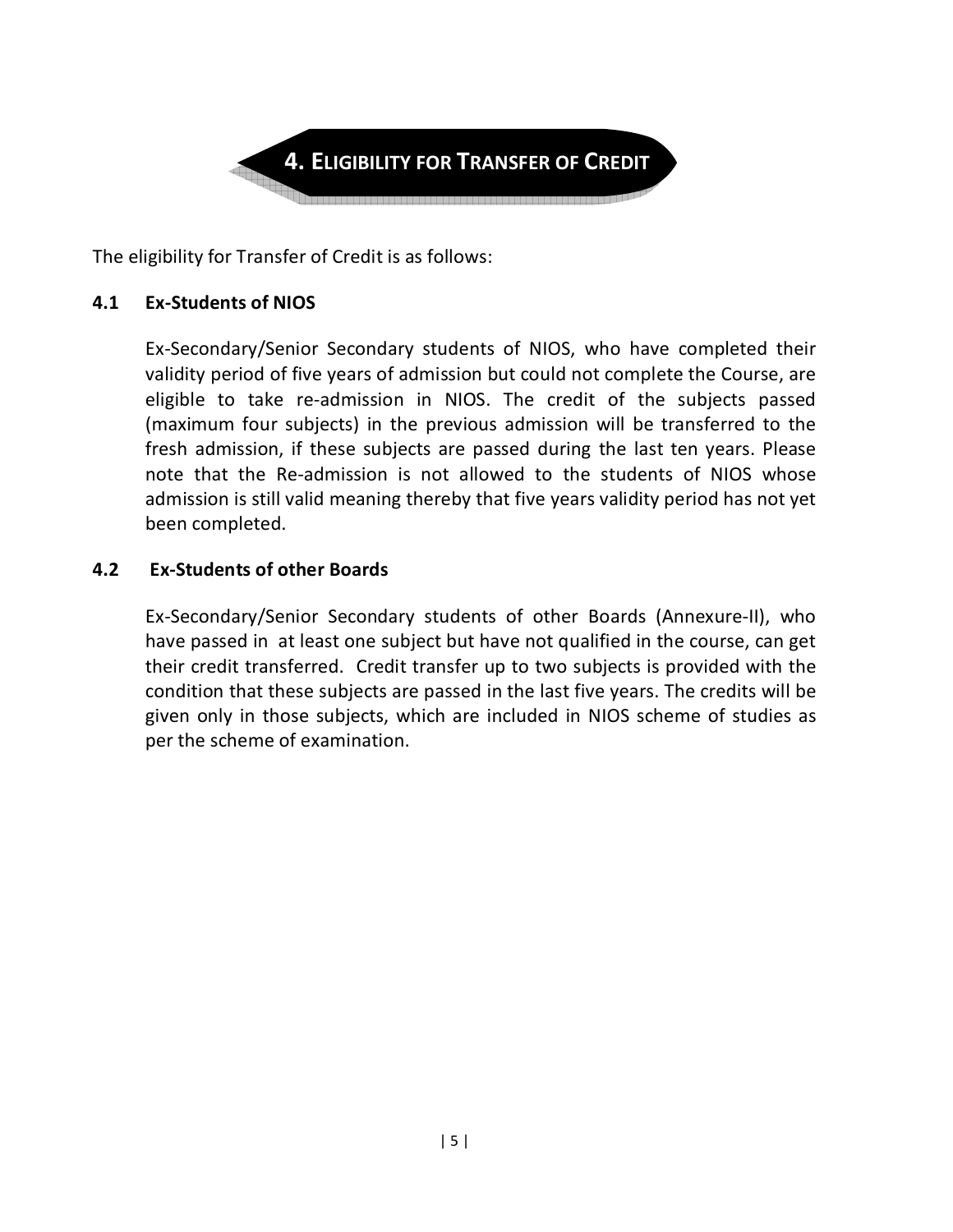# 4. Eligibility for Transfer of Credit

The eligibility for Transfer of Credit is as follows:

## 4.1 Ex-Students of NIOS

Ex-Secondary/Senior Secondary students of NIOS, who have completed their validity period of five years of admission but could not complete the Course, are eligible to take re-admission in NIOS. The credit of the subjects passed (maximum four subjects) in the previous admission will be transferred to the fresh admission, if these subjects are passed during the last ten years. Please note that the Re-admission is not allowed to the students of NIOS whose admission is still valid meaning thereby that five years validity period has not yet been completed.

## 4.2 Ex-Students of other Boards

Ex-Secondary/Senior Secondary students of other Boards (Annexure-II), who have passed in at least one subject but have not qualified in the course, can get their credit transferred. Credit transfer up to two subjects is provided with the condition that these subjects are passed in the last five years. The credits will be given only in those subjects, which are included in NIOS scheme of studies as per the scheme of examination.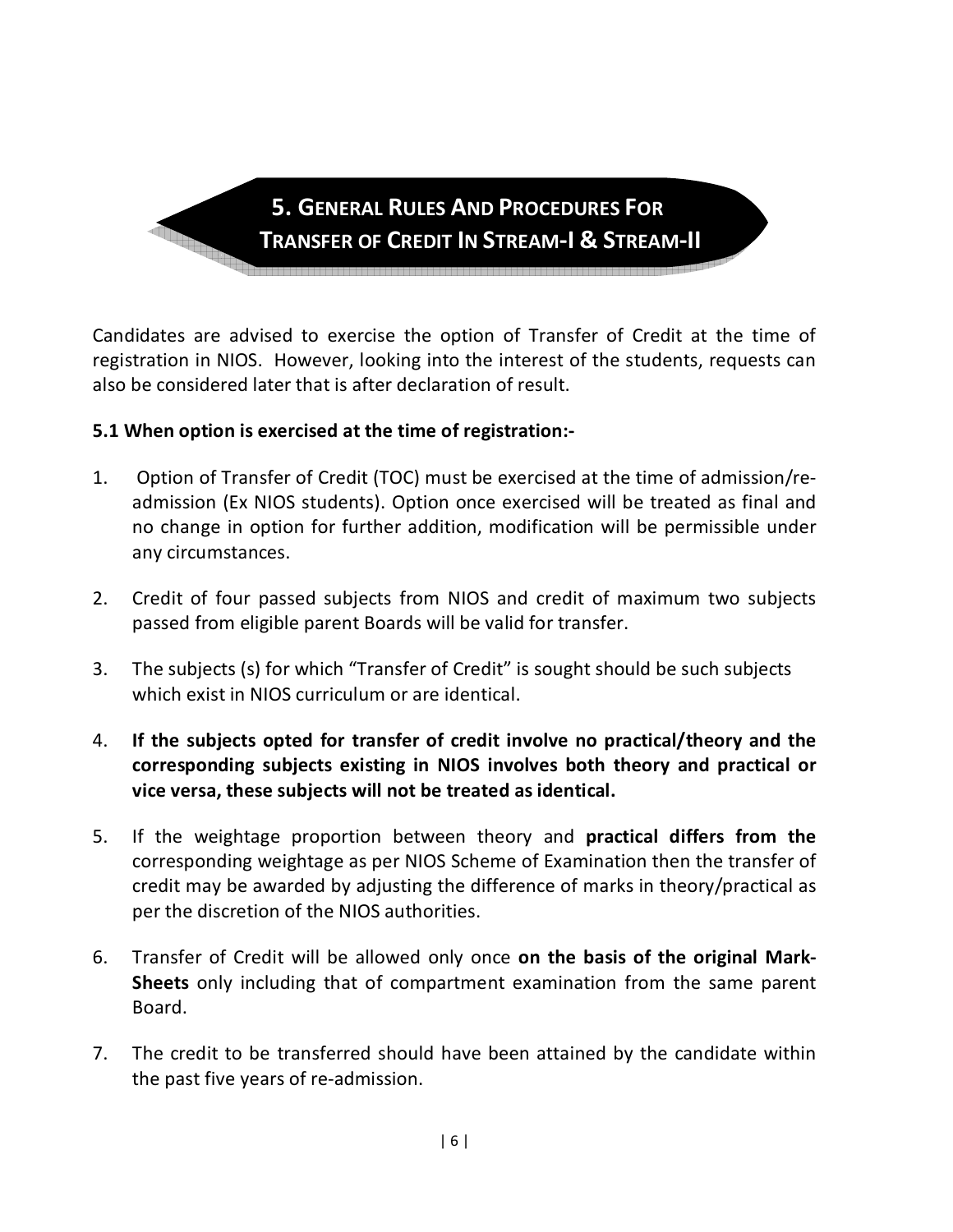# 5. GENERAL RULES AND PROCEDURES FOR TRANSFER OF CREDIT IN STREAM-I & STREAM-II

Candidates are advised to exercise the option of Transfer of Credit at the time of registration in NIOS. However, looking into the interest of the students, requests can also be considered later that is after declaration of result.

**5.1 When option is exercised at the time of registration:-**

1. Option of Transfer of Credit (TOC) must be exercised at the time of admission/re-admission (Ex NIOS students). Option once exercised will be treated as final and no change in option for further addition, modification will be permissible under any circumstances.

2. Credit of four passed subjects from NIOS and credit of maximum two subjects passed from eligible parent Boards will be valid for transfer.

3. The subjects (s) for which "Transfer of Credit" is sought should be such subjects which exist in NIOS curriculum or are identical.

4. **If the subjects opted for transfer of credit involve no practical/theory and the corresponding subjects existing in NIOS involves both theory and practical or vice versa, these subjects will not be treated as identical.**

5. If the weightage proportion between theory and **practical differs from the** corresponding weightage as per NIOS Scheme of Examination then the transfer of credit may be awarded by adjusting the difference of marks in theory/practical as per the discretion of the NIOS authorities.

6. Transfer of Credit will be allowed only once **on the basis of the original Mark-Sheets** only including that of compartment examination from the same parent Board.

7. The credit to be transferred should have been attained by the candidate within the past five years of re-admission.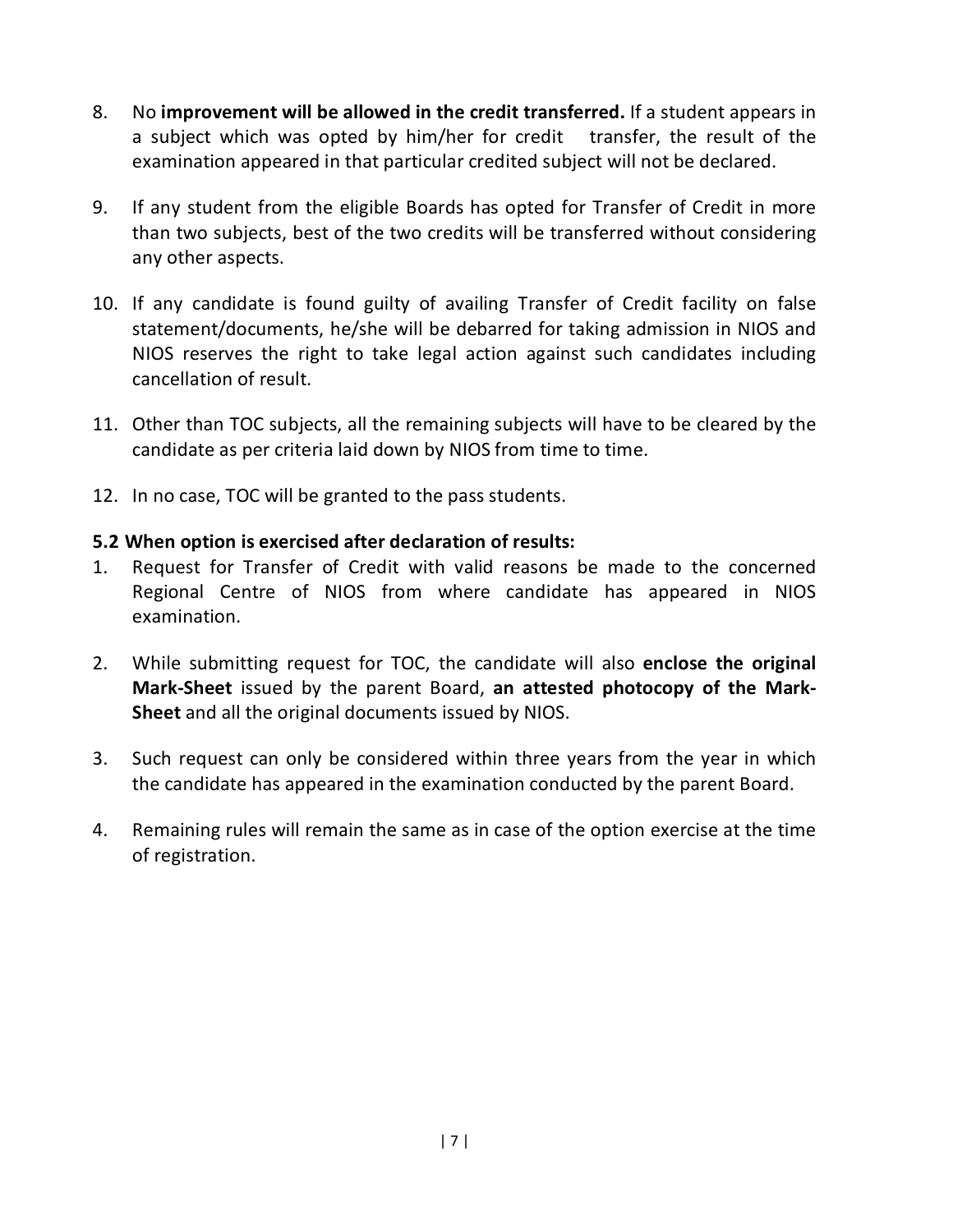8. No **improvement will be allowed in the credit transferred.** If a student appears in a subject which was opted by him/her for credit transfer, the result of the examination appeared in that particular credited subject will not be declared.

9. If any student from the eligible Boards has opted for Transfer of Credit in more than two subjects, best of the two credits will be transferred without considering any other aspects.

10. If any candidate is found guilty of availing Transfer of Credit facility on false statement/documents, he/she will be debarred for taking admission in NIOS and NIOS reserves the right to take legal action against such candidates including cancellation of result.

11. Other than TOC subjects, all the remaining subjects will have to be cleared by the candidate as per criteria laid down by NIOS from time to time.

12. In no case, TOC will be granted to the pass students.

**5.2 When option is exercised after declaration of results:**

1. Request for Transfer of Credit with valid reasons be made to the concerned Regional Centre of NIOS from where candidate has appeared in NIOS examination.

2. While submitting request for TOC, the candidate will also **enclose the original Mark-Sheet** issued by the parent Board, **an attested photocopy of the Mark-Sheet** and all the original documents issued by NIOS.

3. Such request can only be considered within three years from the year in which the candidate has appeared in the examination conducted by the parent Board.

4. Remaining rules will remain the same as in case of the option exercise at the time of registration.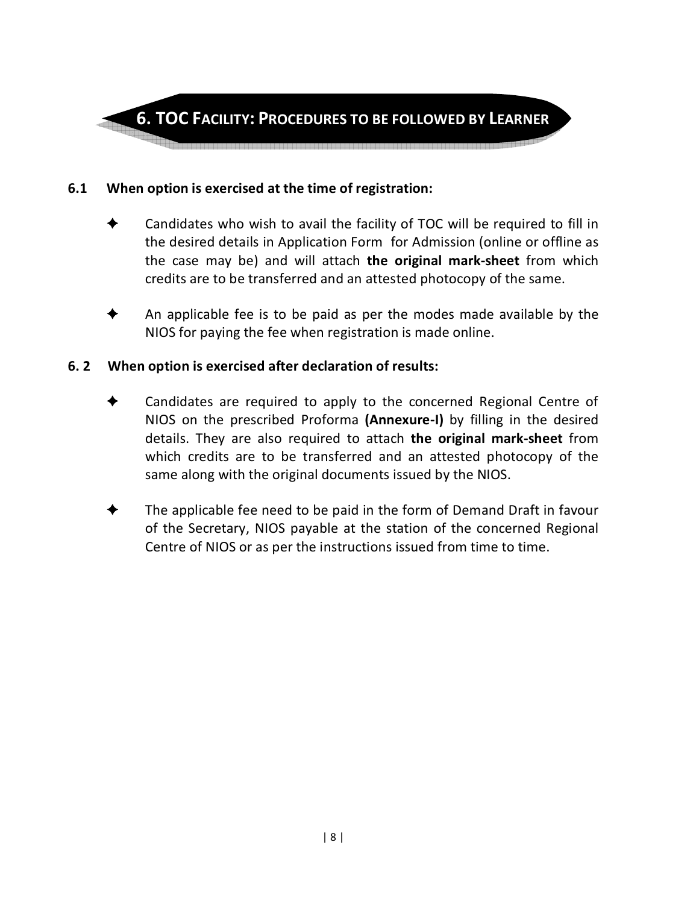# 6. TOC FACILITY: PROCEDURES TO BE FOLLOWED BY LEARNER

**6.1 When option is exercised at the time of registration:**

- Candidates who wish to avail the facility of TOC will be required to fill in the desired details in Application Form for Admission (online or offline as the case may be) and will attach **the original mark-sheet** from which credits are to be transferred and an attested photocopy of the same.

- An applicable fee is to be paid as per the modes made available by the NIOS for paying the fee when registration is made online.

**6. 2 When option is exercised after declaration of results:**

- Candidates are required to apply to the concerned Regional Centre of NIOS on the prescribed Proforma **(Annexure-I)** by filling in the desired details. They are also required to attach **the original mark-sheet** from which credits are to be transferred and an attested photocopy of the same along with the original documents issued by the NIOS.

- The applicable fee need to be paid in the form of Demand Draft in favour of the Secretary, NIOS payable at the station of the concerned Regional Centre of NIOS or as per the instructions issued from time to time.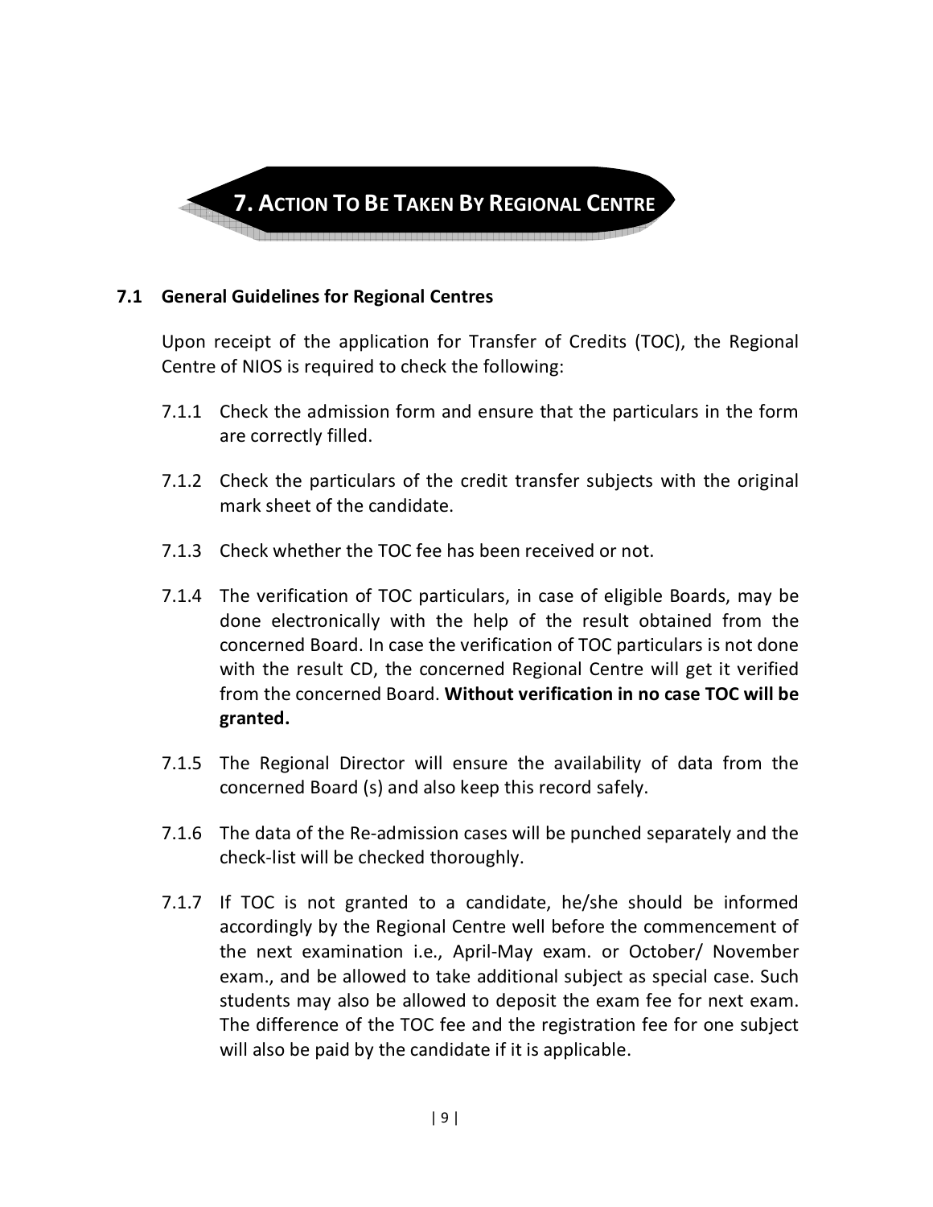# 7. Action To Be Taken By Regional Centre

## 7.1 General Guidelines for Regional Centres

Upon receipt of the application for Transfer of Credits (TOC), the Regional Centre of NIOS is required to check the following:

7.1.1 Check the admission form and ensure that the particulars in the form are correctly filled.

7.1.2 Check the particulars of the credit transfer subjects with the original mark sheet of the candidate.

7.1.3 Check whether the TOC fee has been received or not.

7.1.4 The verification of TOC particulars, in case of eligible Boards, may be done electronically with the help of the result obtained from the concerned Board. In case the verification of TOC particulars is not done with the result CD, the concerned Regional Centre will get it verified from the concerned Board. **Without verification in no case TOC will be granted.**

7.1.5 The Regional Director will ensure the availability of data from the concerned Board (s) and also keep this record safely.

7.1.6 The data of the Re-admission cases will be punched separately and the check-list will be checked thoroughly.

7.1.7 If TOC is not granted to a candidate, he/she should be informed accordingly by the Regional Centre well before the commencement of the next examination i.e., April-May exam. or October/ November exam., and be allowed to take additional subject as special case. Such students may also be allowed to deposit the exam fee for next exam. The difference of the TOC fee and the registration fee for one subject will also be paid by the candidate if it is applicable.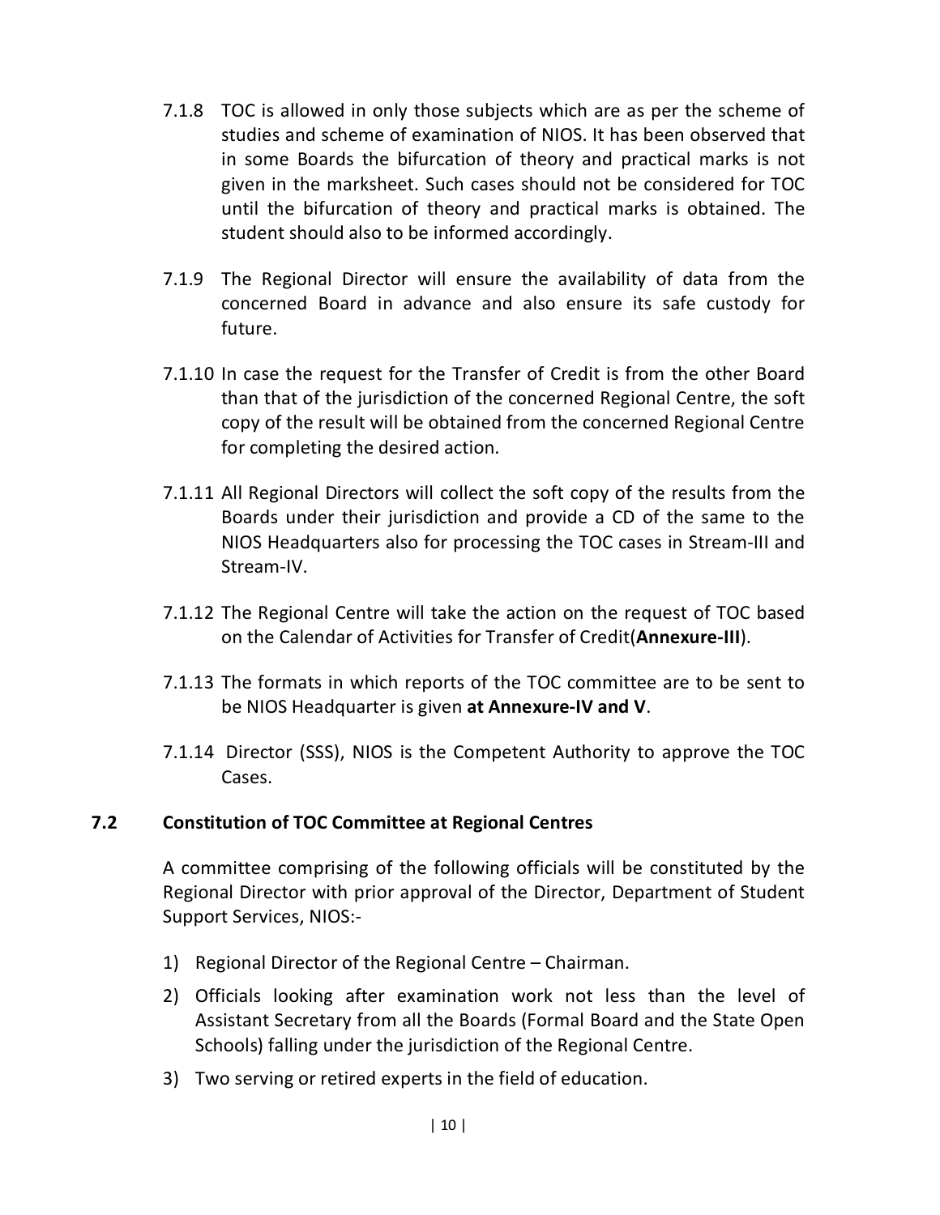7.1.8 TOC is allowed in only those subjects which are as per the scheme of studies and scheme of examination of NIOS. It has been observed that in some Boards the bifurcation of theory and practical marks is not given in the marksheet. Such cases should not be considered for TOC until the bifurcation of theory and practical marks is obtained. The student should also to be informed accordingly.

7.1.9 The Regional Director will ensure the availability of data from the concerned Board in advance and also ensure its safe custody for future.

7.1.10 In case the request for the Transfer of Credit is from the other Board than that of the jurisdiction of the concerned Regional Centre, the soft copy of the result will be obtained from the concerned Regional Centre for completing the desired action.

7.1.11 All Regional Directors will collect the soft copy of the results from the Boards under their jurisdiction and provide a CD of the same to the NIOS Headquarters also for processing the TOC cases in Stream-III and Stream-IV.

7.1.12 The Regional Centre will take the action on the request of TOC based on the Calendar of Activities for Transfer of Credit(**Annexure-III**).

7.1.13 The formats in which reports of the TOC committee are to be sent to be NIOS Headquarter is given **at Annexure-IV and V**.

7.1.14 Director (SSS), NIOS is the Competent Authority to approve the TOC Cases.

### 7.2 Constitution of TOC Committee at Regional Centres

A committee comprising of the following officials will be constituted by the Regional Director with prior approval of the Director, Department of Student Support Services, NIOS:-

1) Regional Director of the Regional Centre – Chairman.
2) Officials looking after examination work not less than the level of Assistant Secretary from all the Boards (Formal Board and the State Open Schools) falling under the jurisdiction of the Regional Centre.
3) Two serving or retired experts in the field of education.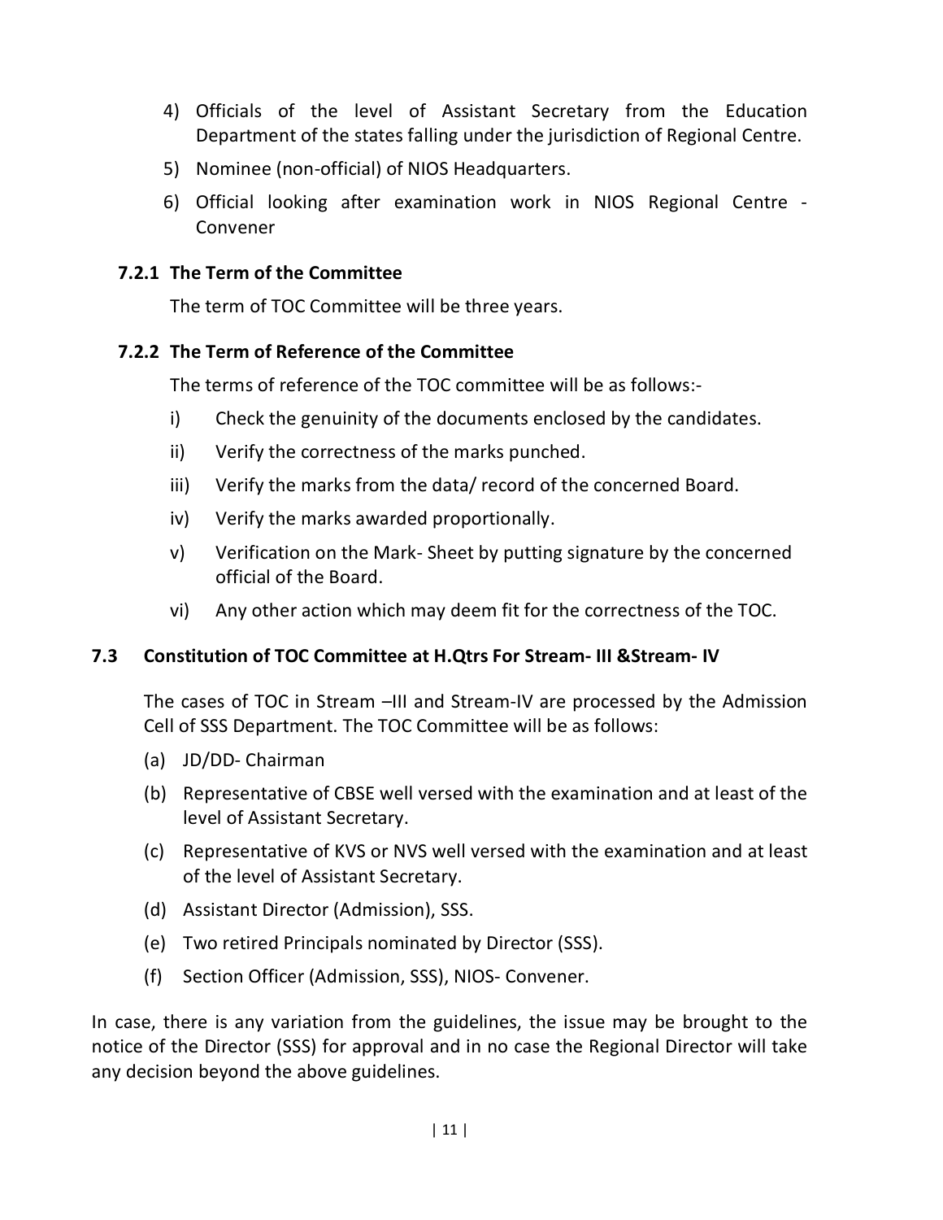4) Officials of the level of Assistant Secretary from the Education Department of the states falling under the jurisdiction of Regional Centre.
5) Nominee (non-official) of NIOS Headquarters.
6) Official looking after examination work in NIOS Regional Centre - Convener

### 7.2.1 The Term of the Committee

The term of TOC Committee will be three years.

### 7.2.2 The Term of Reference of the Committee

The terms of reference of the TOC committee will be as follows:-

i) Check the genuinity of the documents enclosed by the candidates.
ii) Verify the correctness of the marks punched.
iii) Verify the marks from the data/ record of the concerned Board.
iv) Verify the marks awarded proportionally.
v) Verification on the Mark- Sheet by putting signature by the concerned official of the Board.
vi) Any other action which may deem fit for the correctness of the TOC.

## 7.3 Constitution of TOC Committee at H.Qtrs For Stream- III &Stream- IV

The cases of TOC in Stream –III and Stream-IV are processed by the Admission Cell of SSS Department. The TOC Committee will be as follows:

(a) JD/DD- Chairman
(b) Representative of CBSE well versed with the examination and at least of the level of Assistant Secretary.
(c) Representative of KVS or NVS well versed with the examination and at least of the level of Assistant Secretary.
(d) Assistant Director (Admission), SSS.
(e) Two retired Principals nominated by Director (SSS).
(f) Section Officer (Admission, SSS), NIOS- Convener.

In case, there is any variation from the guidelines, the issue may be brought to the notice of the Director (SSS) for approval and in no case the Regional Director will take any decision beyond the above guidelines.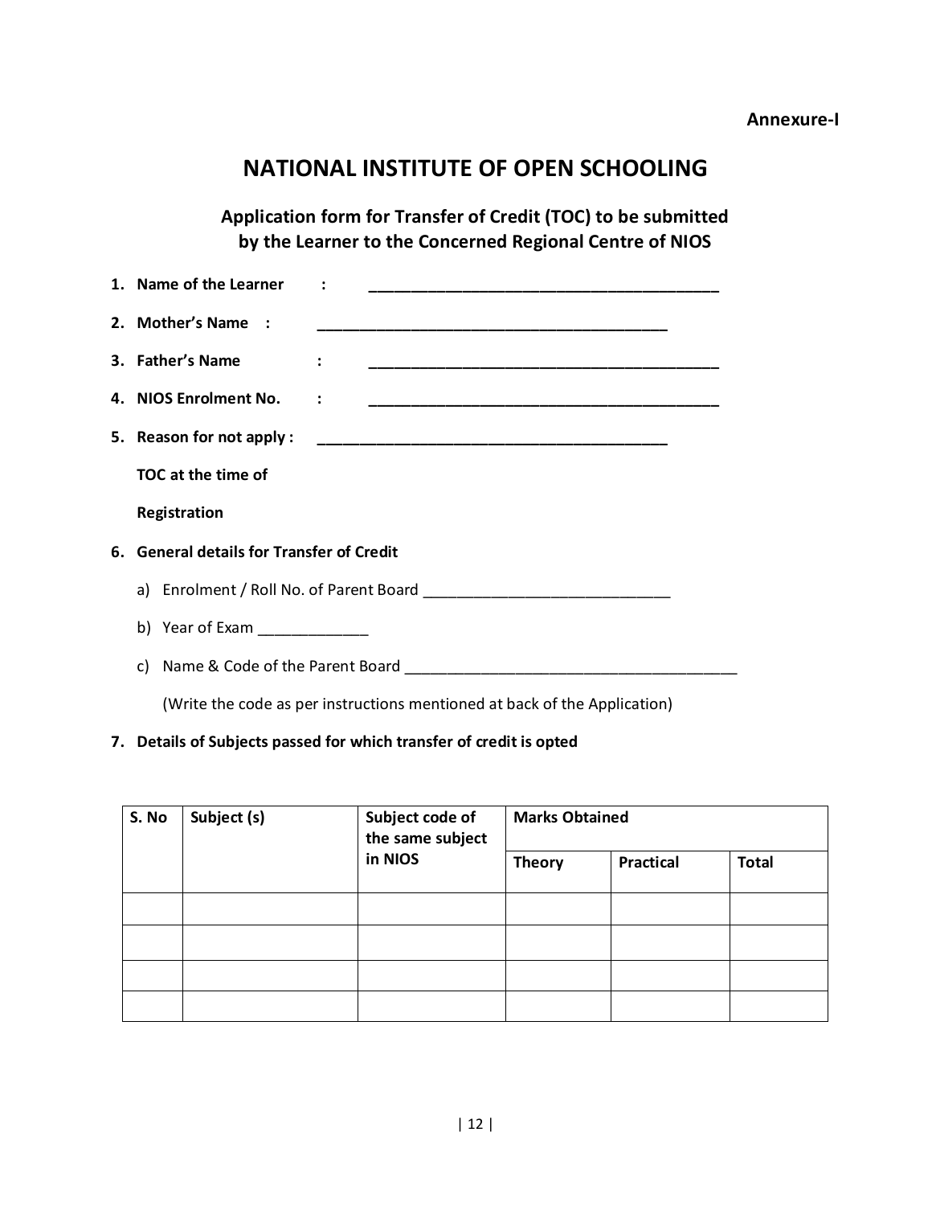**Annexure-I**

# NATIONAL INSTITUTE OF OPEN SCHOOLING

## Application form for Transfer of Credit (TOC) to be submitted by the Learner to the Concerned Regional Centre of NIOS

1. **Name of the Learner :** ___________________________________________
2. **Mother's Name :** ___________________________________________
3. **Father's Name :** ___________________________________________
4. **NIOS Enrolment No. :** ___________________________________________
5. **Reason for not apply : TOC at the time of Registration** ___________________________________________
6. **General details for Transfer of Credit**
   a) Enrolment / Roll No. of Parent Board _____________________________
   b) Year of Exam _____________
   c) Name & Code of the Parent Board ________________________________________

   (Write the code as per instructions mentioned at back of the Application)
7. **Details of Subjects passed for which transfer of credit is opted**

| S. No | Subject (s) | Subject code of the same subject in NIOS | Marks Obtained | | |
|---|---|---|---|---|---|
| | | | Theory | Practical | Total |
| | | | | | |
| | | | | | |
| | | | | | |
| | | | | | |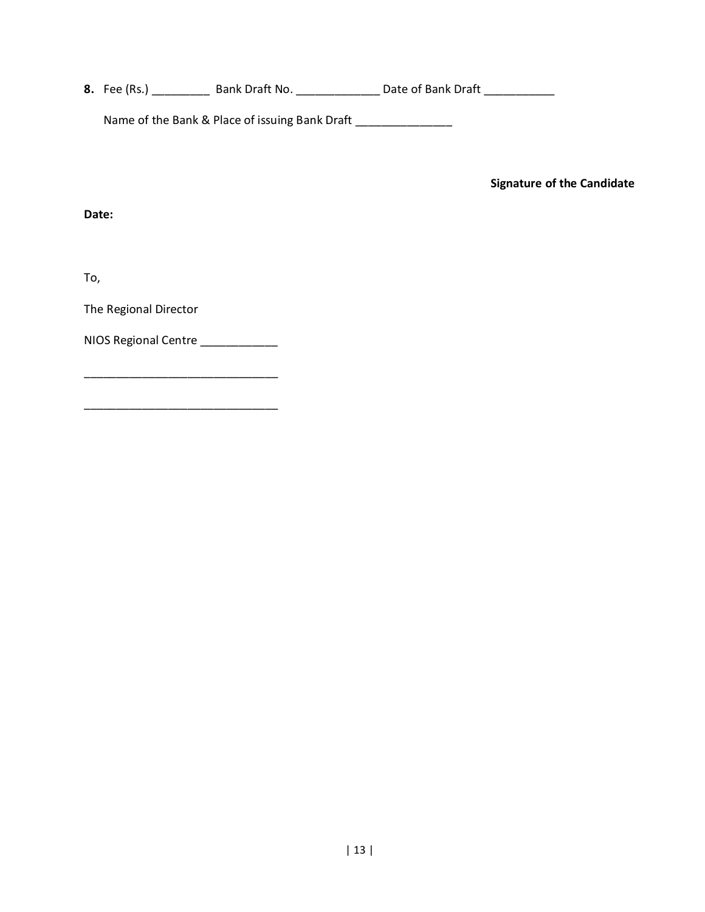**8.** Fee (Rs.) _________ Bank Draft No. _____________ Date of Bank Draft ___________

Name of the Bank & Place of issuing Bank Draft _______________

**Signature of the Candidate**

**Date:**

To,

The Regional Director

NIOS Regional Centre ____________

______________________________

______________________________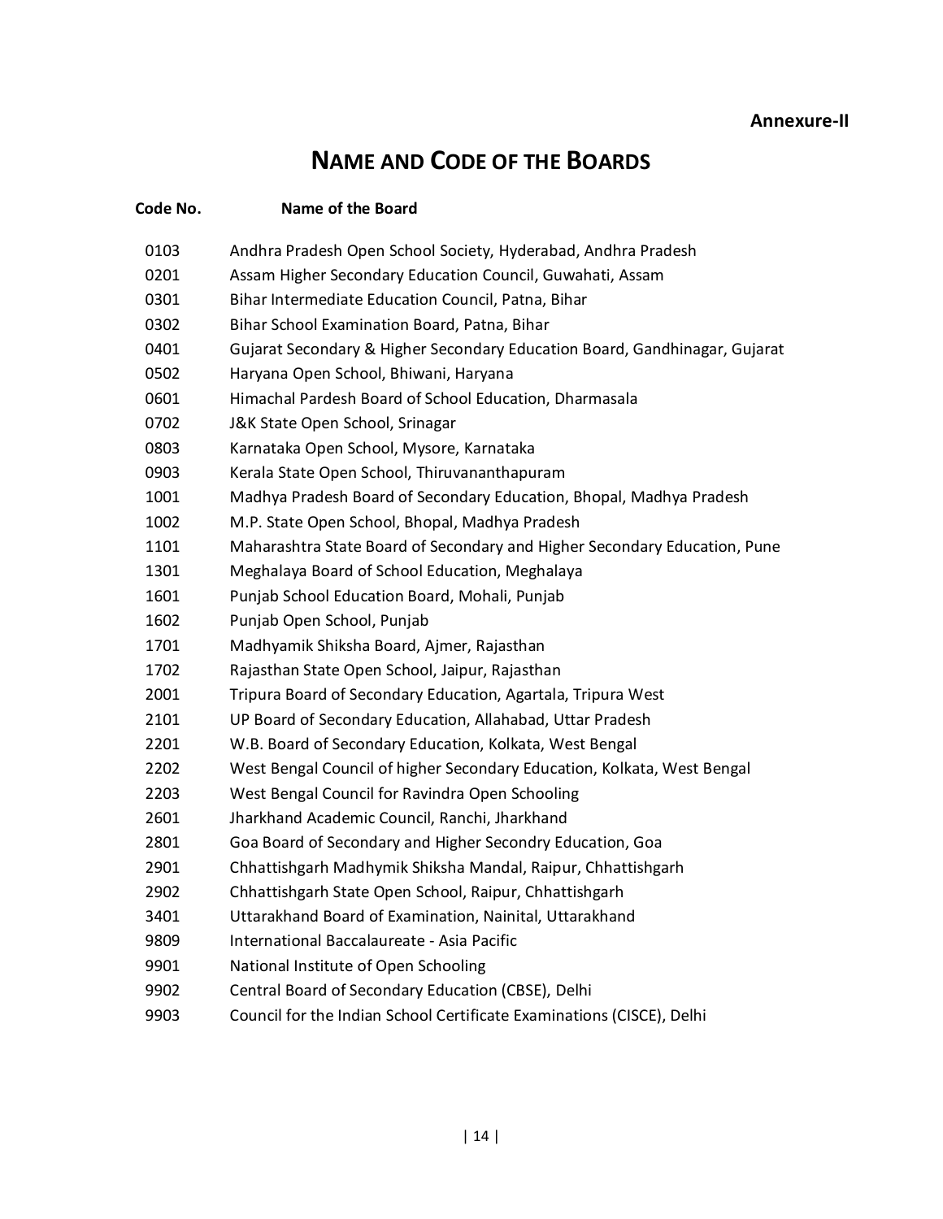**Annexure-II**

# NAME AND CODE OF THE BOARDS

| Code No. | Name of the Board |
|---|---|
| 0103 | Andhra Pradesh Open School Society, Hyderabad, Andhra Pradesh |
| 0201 | Assam Higher Secondary Education Council, Guwahati, Assam |
| 0301 | Bihar Intermediate Education Council, Patna, Bihar |
| 0302 | Bihar School Examination Board, Patna, Bihar |
| 0401 | Gujarat Secondary & Higher Secondary Education Board, Gandhinagar, Gujarat |
| 0502 | Haryana Open School, Bhiwani, Haryana |
| 0601 | Himachal Pardesh Board of School Education, Dharmasala |
| 0702 | J&K State Open School, Srinagar |
| 0803 | Karnataka Open School, Mysore, Karnataka |
| 0903 | Kerala State Open School, Thiruvananthapuram |
| 1001 | Madhya Pradesh Board of Secondary Education, Bhopal, Madhya Pradesh |
| 1002 | M.P. State Open School, Bhopal, Madhya Pradesh |
| 1101 | Maharashtra State Board of Secondary and Higher Secondary Education, Pune |
| 1301 | Meghalaya Board of School Education, Meghalaya |
| 1601 | Punjab School Education Board, Mohali, Punjab |
| 1602 | Punjab Open School, Punjab |
| 1701 | Madhyamik Shiksha Board, Ajmer, Rajasthan |
| 1702 | Rajasthan State Open School, Jaipur, Rajasthan |
| 2001 | Tripura Board of Secondary Education, Agartala, Tripura West |
| 2101 | UP Board of Secondary Education, Allahabad, Uttar Pradesh |
| 2201 | W.B. Board of Secondary Education, Kolkata, West Bengal |
| 2202 | West Bengal Council of higher Secondary Education, Kolkata, West Bengal |
| 2203 | West Bengal Council for Ravindra Open Schooling |
| 2601 | Jharkhand Academic Council, Ranchi, Jharkhand |
| 2801 | Goa Board of Secondary and Higher Secondry Education, Goa |
| 2901 | Chhattishgarh Madhymik Shiksha Mandal, Raipur, Chhattishgarh |
| 2902 | Chhattishgarh State Open School, Raipur, Chhattishgarh |
| 3401 | Uttarakhand Board of Examination, Nainital, Uttarakhand |
| 9809 | International Baccalaureate - Asia Pacific |
| 9901 | National Institute of Open Schooling |
| 9902 | Central Board of Secondary Education (CBSE), Delhi |
| 9903 | Council for the Indian School Certificate Examinations (CISCE), Delhi |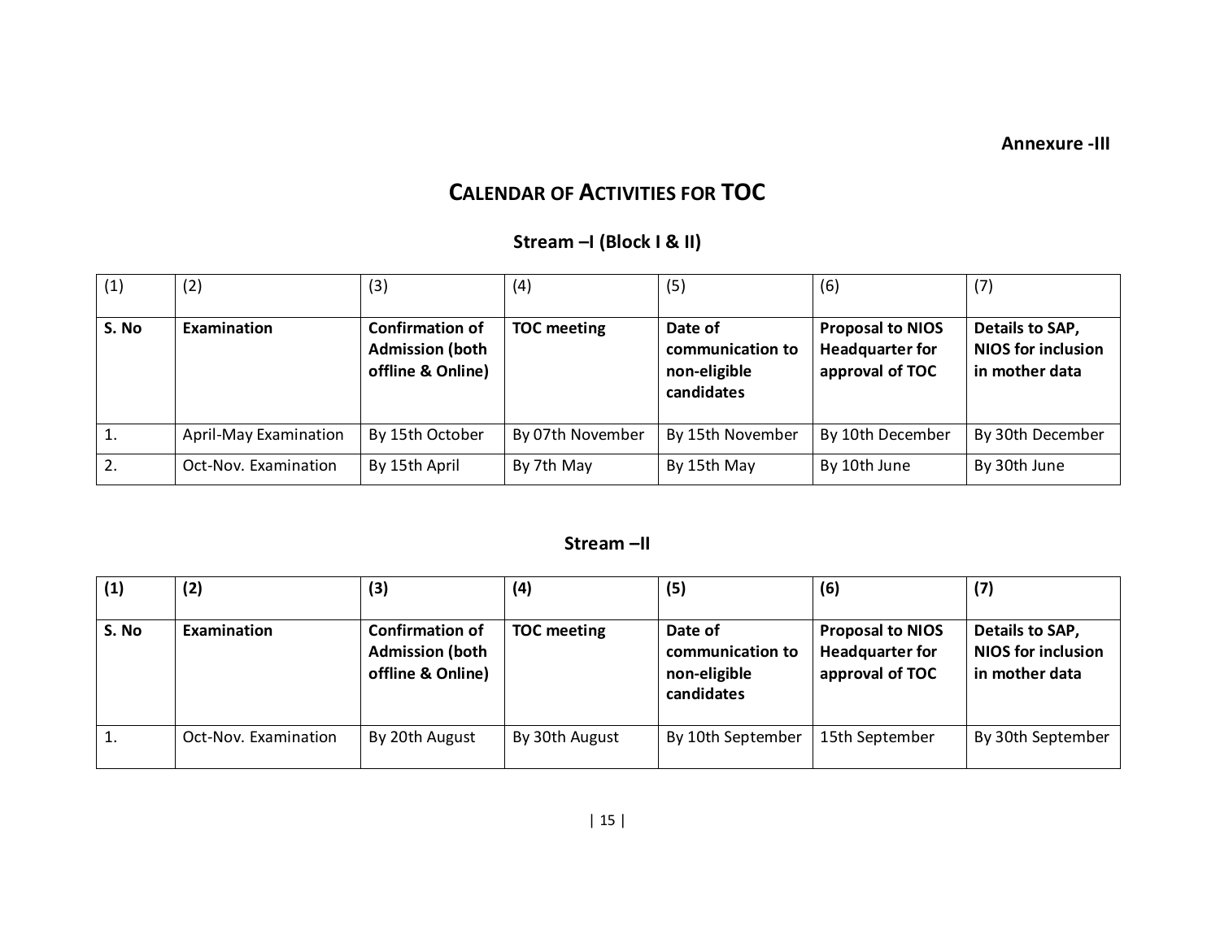**Annexure -III**

# CALENDAR OF ACTIVITIES FOR TOC

## Stream –I (Block I & II)

| (1) | (2) | (3) | (4) | (5) | (6) | (7) |
|---|---|---|---|---|---|---|
| **S. No** | **Examination** | **Confirmation of Admission (both offline & Online)** | **TOC meeting** | **Date of communication to non-eligible candidates** | **Proposal to NIOS Headquarter for approval of TOC** | **Details to SAP, NIOS for inclusion in mother data** |
| 1. | April-May Examination | By 15th October | By 07th November | By 15th November | By 10th December | By 30th December |
| 2. | Oct-Nov. Examination | By 15th April | By 7th May | By 15th May | By 10th June | By 30th June |

## Stream –II

| (1) | (2) | (3) | (4) | (5) | (6) | (7) |
|---|---|---|---|---|---|---|
| **S. No** | **Examination** | **Confirmation of Admission (both offline & Online)** | **TOC meeting** | **Date of communication to non-eligible candidates** | **Proposal to NIOS Headquarter for approval of TOC** | **Details to SAP, NIOS for inclusion in mother data** |
| 1. | Oct-Nov. Examination | By 20th August | By 30th August | By 10th September | 15th September | By 30th September |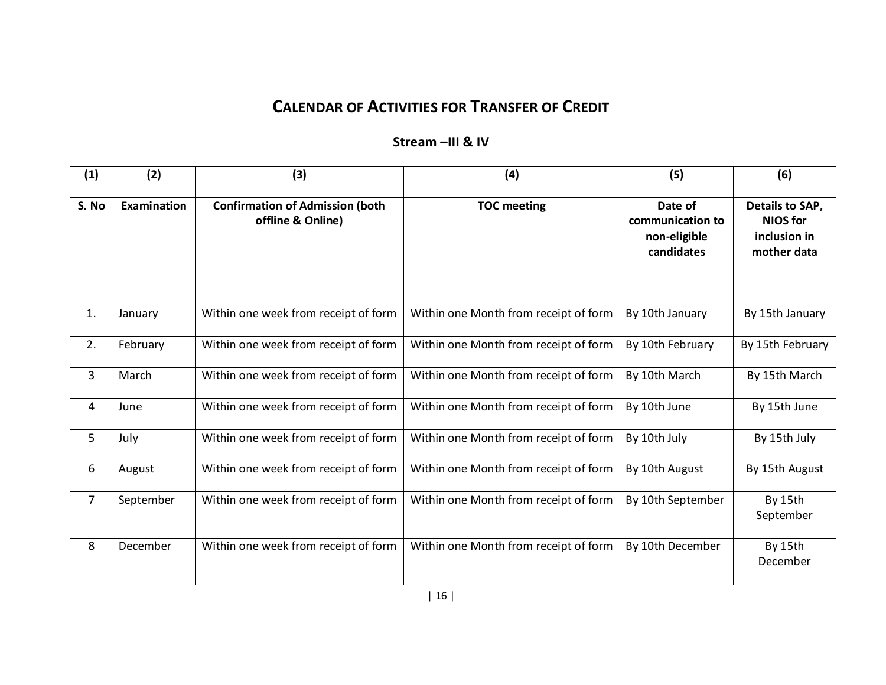# CALENDAR OF ACTIVITIES FOR TRANSFER OF CREDIT

## Stream –III & IV

| (1) | (2) | (3) | (4) | (5) | (6) |
|---|---|---|---|---|---|
| **S. No** | **Examination** | **Confirmation of Admission (both offline & Online)** | **TOC meeting** | **Date of communication to non-eligible candidates** | **Details to SAP, NIOS for inclusion in mother data** |
| 1. | January | Within one week from receipt of form | Within one Month from receipt of form | By 10th January | By 15th January |
| 2. | February | Within one week from receipt of form | Within one Month from receipt of form | By 10th February | By 15th February |
| 3 | March | Within one week from receipt of form | Within one Month from receipt of form | By 10th March | By 15th March |
| 4 | June | Within one week from receipt of form | Within one Month from receipt of form | By 10th June | By 15th June |
| 5 | July | Within one week from receipt of form | Within one Month from receipt of form | By 10th July | By 15th July |
| 6 | August | Within one week from receipt of form | Within one Month from receipt of form | By 10th August | By 15th August |
| 7 | September | Within one week from receipt of form | Within one Month from receipt of form | By 10th September | By 15th September |
| 8 | December | Within one week from receipt of form | Within one Month from receipt of form | By 10th December | By 15th December |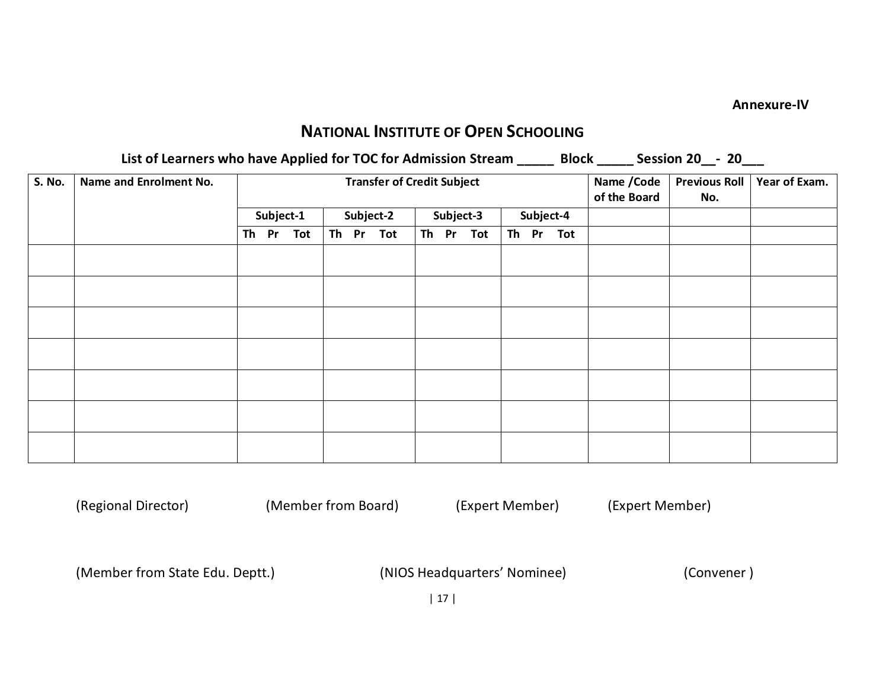**Annexure-IV**

## NATIONAL INSTITUTE OF OPEN SCHOOLING

**List of Learners who have Applied for TOC for Admission Stream _____ Block _____ Session 20__- 20___**

| S. No. | Name and Enrolment No. | Transfer of Credit Subject | | | | Name /Code of the Board | Previous Roll No. | Year of Exam. |
|---|---|---|---|---|---|---|---|---|
| | | Subject-1 | Subject-2 | Subject-3 | Subject-4 | | | |
| | | Th Pr Tot | Th Pr Tot | Th Pr Tot | Th Pr Tot | | | |
| | | | | | | | | |
| | | | | | | | | |
| | | | | | | | | |
| | | | | | | | | |
| | | | | | | | | |
| | | | | | | | | |
| | | | | | | | | |

(Regional Director) (Member from Board) (Expert Member) (Expert Member)

(Member from State Edu. Deptt.) (NIOS Headquarters' Nominee) (Convener )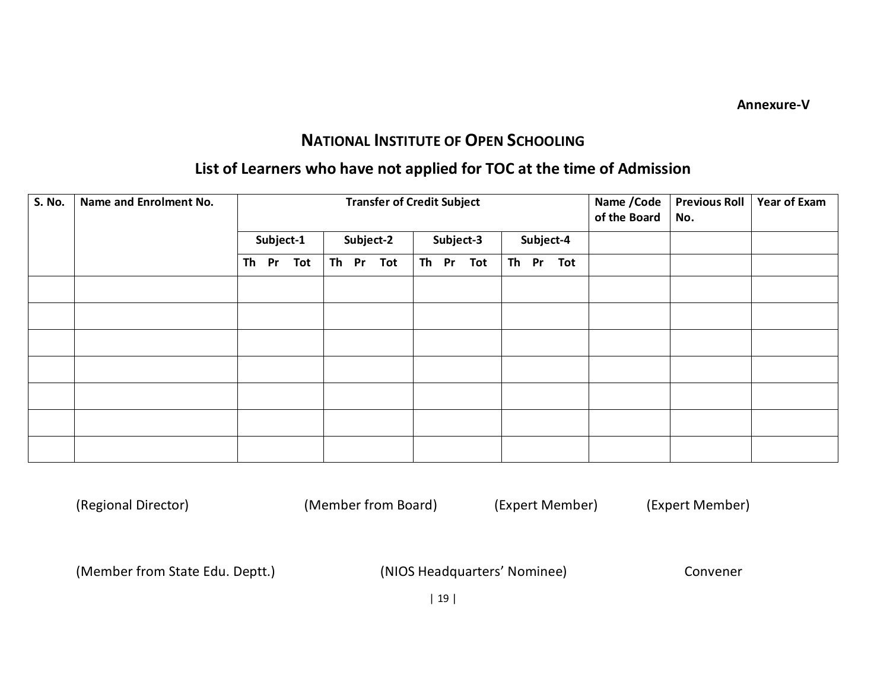**Annexure-V**

## NATIONAL INSTITUTE OF OPEN SCHOOLING

### List of Learners who have not applied for TOC at the time of Admission

| S. No. | Name and Enrolment No. | Transfer of Credit Subject | | | | Name /Code of the Board | Previous Roll No. | Year of Exam |
|---|---|---|---|---|---|---|---|---|
| | | Subject-1 | Subject-2 | Subject-3 | Subject-4 | | | |
| | | Th Pr Tot | Th Pr Tot | Th Pr Tot | Th Pr Tot | | | |
| | | | | | | | | |
| | | | | | | | | |
| | | | | | | | | |
| | | | | | | | | |
| | | | | | | | | |
| | | | | | | | | |
| | | | | | | | | |

(Regional Director) (Member from Board) (Expert Member) (Expert Member)

(Member from State Edu. Deptt.) (NIOS Headquarters' Nominee) Convener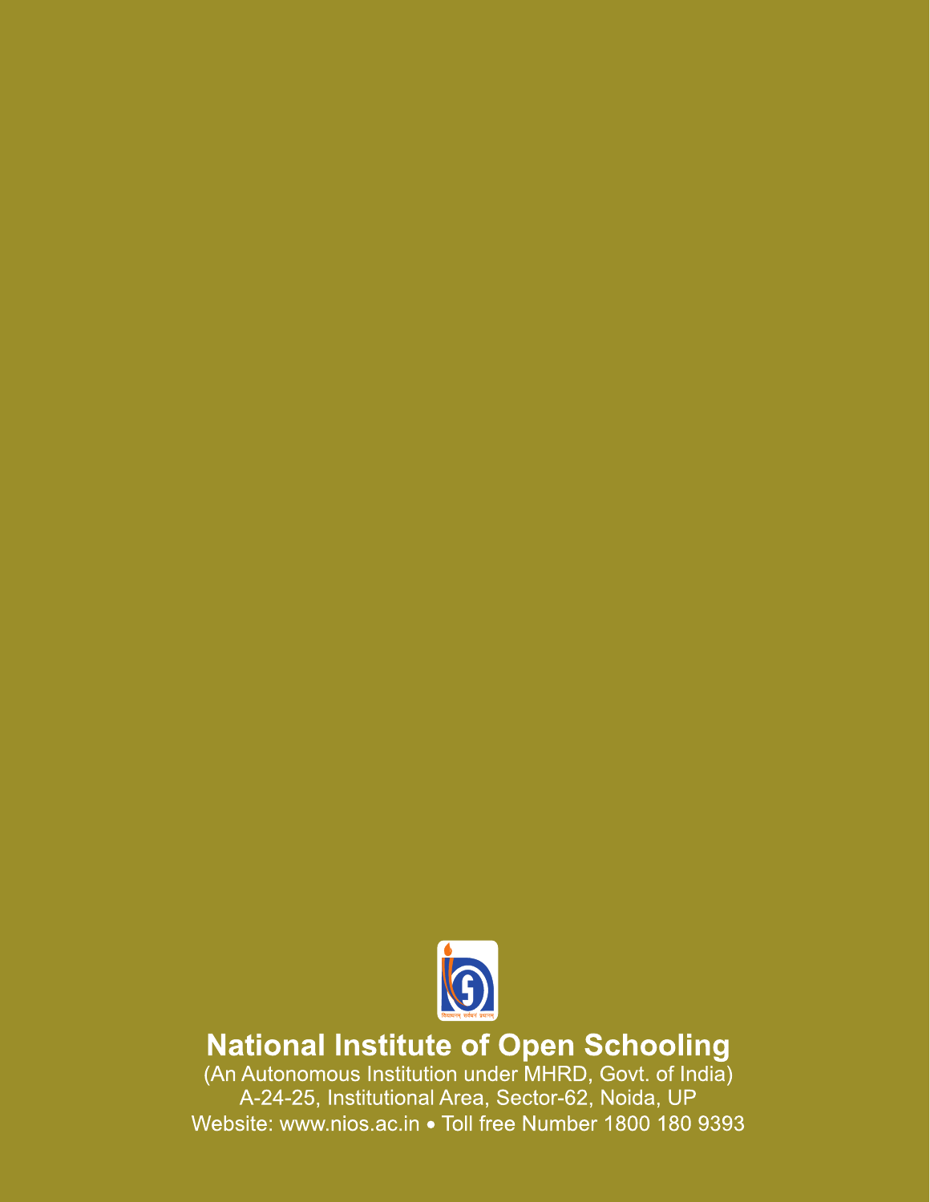**National Institute of Open Schooling**

(An Autonomous Institution under MHRD, Govt. of India)

A-24-25, Institutional Area, Sector-62, Noida, UP

Website: www.nios.ac.in • Toll free Number 1800 180 9393